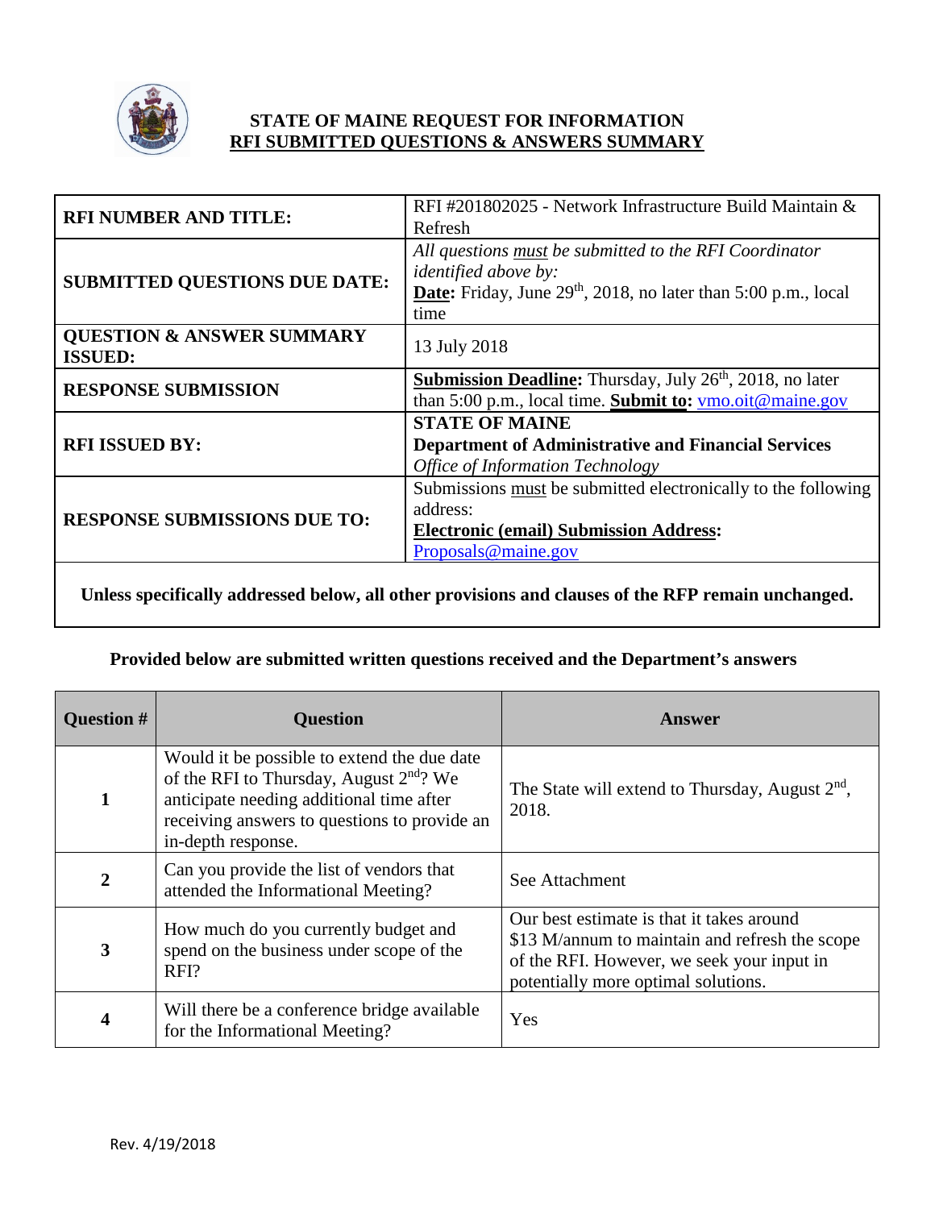# STATE OF MAINE REQUEST FOR INFORMATION
## RFI SUBMITTED QUESTIONS & ANSWERS SUMMARY

| | |
|---|---|
| **RFI NUMBER AND TITLE:** | RFI #201802025 - Network Infrastructure Build Maintain & Refresh |
| **SUBMITTED QUESTIONS DUE DATE:** | *All questions must be submitted to the RFI Coordinator identified above by:* **Date:** Friday, June 29th, 2018, no later than 5:00 p.m., local time |
| **QUESTION & ANSWER SUMMARY ISSUED:** | 13 July 2018 |
| **RESPONSE SUBMISSION** | **Submission Deadline:** Thursday, July 26th, 2018, no later than 5:00 p.m., local time. **Submit to:** vmo.oit@maine.gov |
| **RFI ISSUED BY:** | **STATE OF MAINE** **Department of Administrative and Financial Services** *Office of Information Technology* |
| **RESPONSE SUBMISSIONS DUE TO:** | Submissions must be submitted electronically to the following address: **Electronic (email) Submission Address:** Proposals@maine.gov |

**Unless specifically addressed below, all other provisions and clauses of the RFP remain unchanged.**

**Provided below are submitted written questions received and the Department's answers**

| Question # | Question | Answer |
|---|---|---|
| **1** | Would it be possible to extend the due date of the RFI to Thursday, August 2nd? We anticipate needing additional time after receiving answers to questions to provide an in-depth response. | The State will extend to Thursday, August 2nd, 2018. |
| **2** | Can you provide the list of vendors that attended the Informational Meeting? | See Attachment |
| **3** | How much do you currently budget and spend on the business under scope of the RFI? | Our best estimate is that it takes around $13 M/annum to maintain and refresh the scope of the RFI. However, we seek your input in potentially more optimal solutions. |
| **4** | Will there be a conference bridge available for the Informational Meeting? | Yes |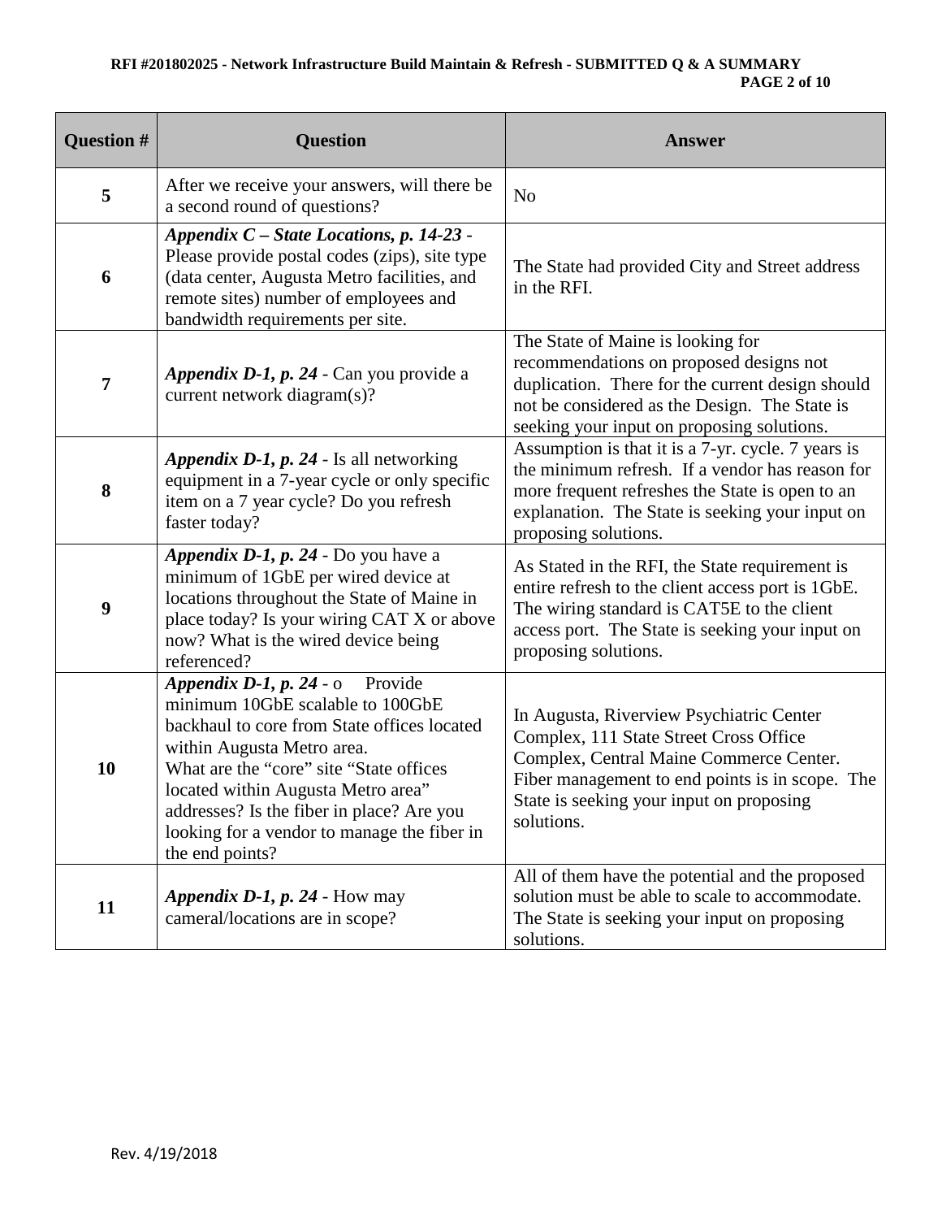| Question # | Question | Answer |
|---|---|---|
| **5** | After we receive your answers, will there be a second round of questions? | No |
| **6** | ***Appendix C – State Locations, p. 14-23*** - Please provide postal codes (zips), site type (data center, Augusta Metro facilities, and remote sites) number of employees and bandwidth requirements per site. | The State had provided City and Street address in the RFI. |
| **7** | ***Appendix D-1, p. 24*** - Can you provide a current network diagram(s)? | The State of Maine is looking for recommendations on proposed designs not duplication. There for the current design should not be considered as the Design. The State is seeking your input on proposing solutions. |
| **8** | ***Appendix D-1, p. 24*** - Is all networking equipment in a 7-year cycle or only specific item on a 7 year cycle? Do you refresh faster today? | Assumption is that it is a 7-yr. cycle. 7 years is the minimum refresh. If a vendor has reason for more frequent refreshes the State is open to an explanation. The State is seeking your input on proposing solutions. |
| **9** | ***Appendix D-1, p. 24*** - Do you have a minimum of 1GbE per wired device at locations throughout the State of Maine in place today? Is your wiring CAT X or above now? What is the wired device being referenced? | As Stated in the RFI, the State requirement is entire refresh to the client access port is 1GbE. The wiring standard is CAT5E to the client access port. The State is seeking your input on proposing solutions. |
| **10** | ***Appendix D-1, p. 24*** - o Provide minimum 10GbE scalable to 100GbE backhaul to core from State offices located within Augusta Metro area.<br>What are the "core" site "State offices located within Augusta Metro area" addresses? Is the fiber in place? Are you looking for a vendor to manage the fiber in the end points? | In Augusta, Riverview Psychiatric Center Complex, 111 State Street Cross Office Complex, Central Maine Commerce Center. Fiber management to end points is in scope. The State is seeking your input on proposing solutions. |
| **11** | ***Appendix D-1, p. 24*** - How may cameral/locations are in scope? | All of them have the potential and the proposed solution must be able to scale to accommodate. The State is seeking your input on proposing solutions. |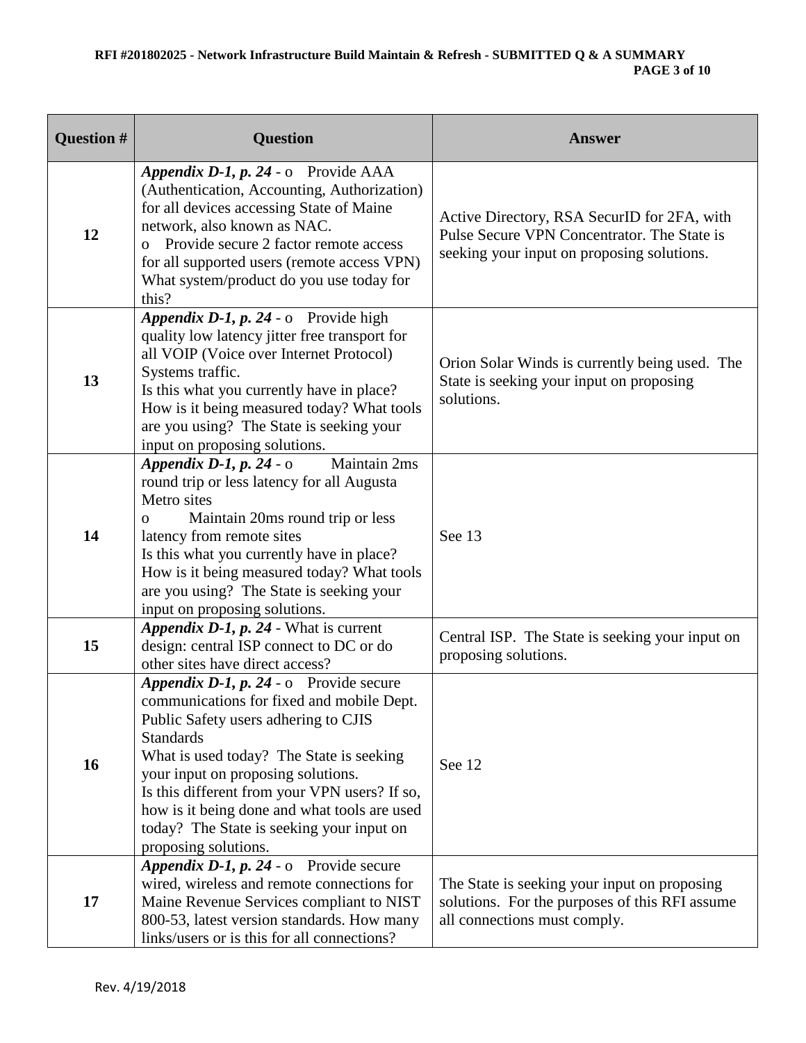| Question # | Question | Answer |
|---|---|---|
| 12 | ***Appendix D-1, p. 24*** - o Provide AAA (Authentication, Accounting, Authorization) for all devices accessing State of Maine network, also known as NAC.<br>o Provide secure 2 factor remote access for all supported users (remote access VPN) What system/product do you use today for this? | Active Directory, RSA SecurID for 2FA, with Pulse Secure VPN Concentrator. The State is seeking your input on proposing solutions. |
| 13 | ***Appendix D-1, p. 24*** - o Provide high quality low latency jitter free transport for all VOIP (Voice over Internet Protocol) Systems traffic.<br>Is this what you currently have in place? How is it being measured today? What tools are you using? The State is seeking your input on proposing solutions. | Orion Solar Winds is currently being used. The State is seeking your input on proposing solutions. |
| 14 | ***Appendix D-1, p. 24*** - o Maintain 2ms round trip or less latency for all Augusta Metro sites<br>o Maintain 20ms round trip or less latency from remote sites<br>Is this what you currently have in place? How is it being measured today? What tools are you using? The State is seeking your input on proposing solutions. | See 13 |
| 15 | ***Appendix D-1, p. 24*** - What is current design: central ISP connect to DC or do other sites have direct access? | Central ISP. The State is seeking your input on proposing solutions. |
| 16 | ***Appendix D-1, p. 24*** - o Provide secure communications for fixed and mobile Dept. Public Safety users adhering to CJIS Standards<br>What is used today? The State is seeking your input on proposing solutions.<br>Is this different from your VPN users? If so, how is it being done and what tools are used today? The State is seeking your input on proposing solutions. | See 12 |
| 17 | ***Appendix D-1, p. 24*** - o Provide secure wired, wireless and remote connections for Maine Revenue Services compliant to NIST 800-53, latest version standards. How many links/users or is this for all connections? | The State is seeking your input on proposing solutions. For the purposes of this RFI assume all connections must comply. |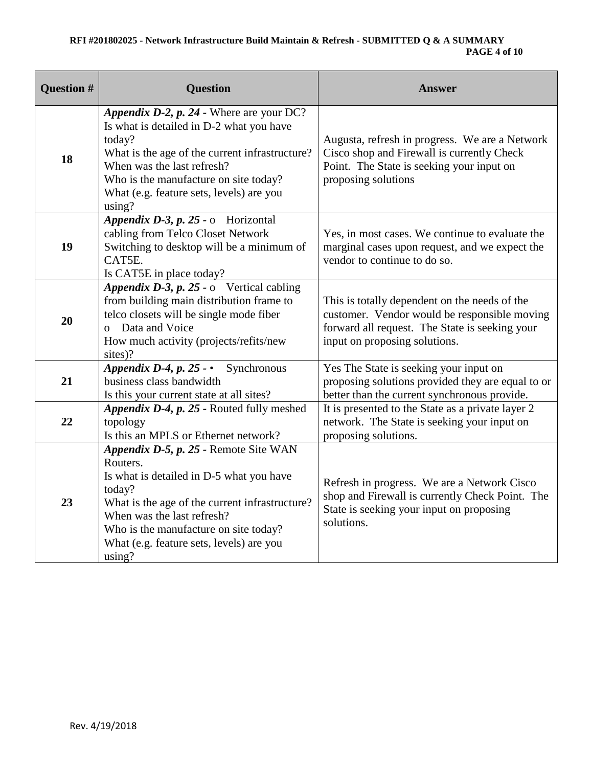| Question # | Question | Answer |
|---|---|---|
| 18 | ***Appendix D-2, p. 24 -*** Where are your DC? Is what is detailed in D-2 what you have today? What is the age of the current infrastructure? When was the last refresh? Who is the manufacture on site today? What (e.g. feature sets, levels) are you using? | Augusta, refresh in progress. We are a Network Cisco shop and Firewall is currently Check Point. The State is seeking your input on proposing solutions |
| 19 | ***Appendix D-3, p. 25 -*** o Horizontal cabling from Telco Closet Network Switching to desktop will be a minimum of CAT5E. Is CAT5E in place today? | Yes, in most cases. We continue to evaluate the marginal cases upon request, and we expect the vendor to continue to do so. |
| 20 | ***Appendix D-3, p. 25 -*** o Vertical cabling from building main distribution frame to telco closets will be single mode fiber o Data and Voice How much activity (projects/refits/new sites)? | This is totally dependent on the needs of the customer. Vendor would be responsible moving forward all request. The State is seeking your input on proposing solutions. |
| 21 | ***Appendix D-4, p. 25 -*** • Synchronous business class bandwidth Is this your current state at all sites? | Yes The State is seeking your input on proposing solutions provided they are equal to or better than the current synchronous provide. |
| 22 | ***Appendix D-4, p. 25 -*** Routed fully meshed topology Is this an MPLS or Ethernet network? | It is presented to the State as a private layer 2 network. The State is seeking your input on proposing solutions. |
| 23 | ***Appendix D-5, p. 25 -*** Remote Site WAN Routers. Is what is detailed in D-5 what you have today? What is the age of the current infrastructure? When was the last refresh? Who is the manufacture on site today? What (e.g. feature sets, levels) are you using? | Refresh in progress. We are a Network Cisco shop and Firewall is currently Check Point. The State is seeking your input on proposing solutions. |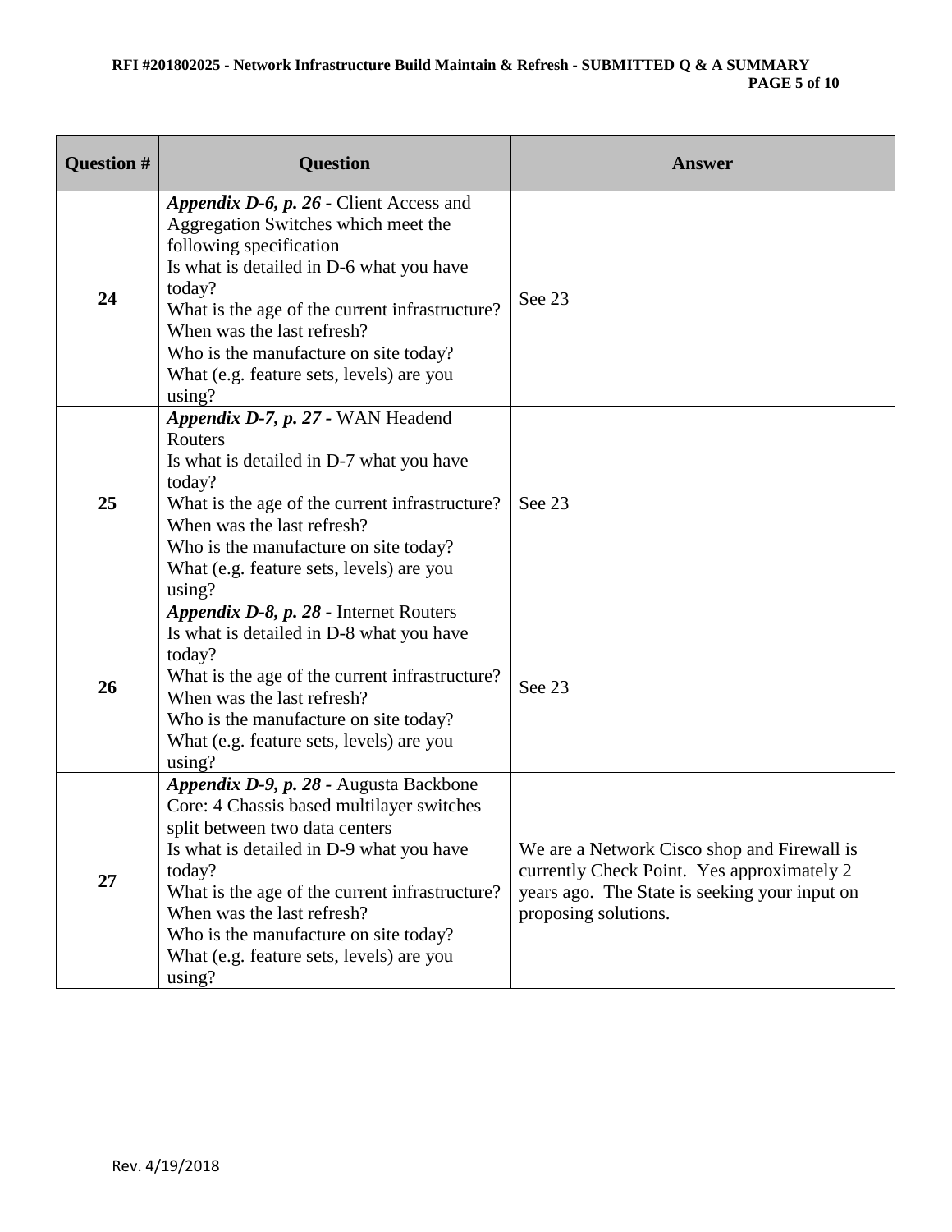| Question # | Question | Answer |
|---|---|---|
| **24** | ***Appendix D-6, p. 26 -*** Client Access and Aggregation Switches which meet the following specification<br>Is what is detailed in D-6 what you have today?<br>What is the age of the current infrastructure?<br>When was the last refresh?<br>Who is the manufacture on site today?<br>What (e.g. feature sets, levels) are you using? | See 23 |
| **25** | ***Appendix D-7, p. 27 -*** WAN Headend Routers<br>Is what is detailed in D-7 what you have today?<br>What is the age of the current infrastructure?<br>When was the last refresh?<br>Who is the manufacture on site today?<br>What (e.g. feature sets, levels) are you using? | See 23 |
| **26** | ***Appendix D-8, p. 28 -*** Internet Routers<br>Is what is detailed in D-8 what you have today?<br>What is the age of the current infrastructure?<br>When was the last refresh?<br>Who is the manufacture on site today?<br>What (e.g. feature sets, levels) are you using? | See 23 |
| **27** | ***Appendix D-9, p. 28 -*** Augusta Backbone Core: 4 Chassis based multilayer switches split between two data centers<br>Is what is detailed in D-9 what you have today?<br>What is the age of the current infrastructure?<br>When was the last refresh?<br>Who is the manufacture on site today?<br>What (e.g. feature sets, levels) are you using? | We are a Network Cisco shop and Firewall is currently Check Point. Yes approximately 2 years ago. The State is seeking your input on proposing solutions. |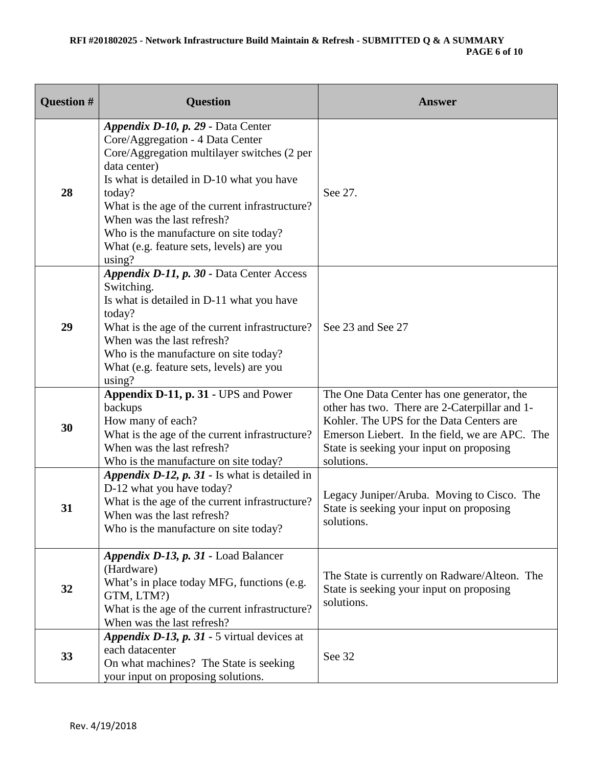| Question # | Question | Answer |
| --- | --- | --- |
| 28 | ***Appendix D-10, p. 29 -*** Data Center Core/Aggregation - 4 Data Center Core/Aggregation multilayer switches (2 per data center)<br>Is what is detailed in D-10 what you have today?<br>What is the age of the current infrastructure?<br>When was the last refresh?<br>Who is the manufacture on site today?<br>What (e.g. feature sets, levels) are you using? | See 27. |
| 29 | ***Appendix D-11, p. 30 -*** Data Center Access Switching.<br>Is what is detailed in D-11 what you have today?<br>What is the age of the current infrastructure?<br>When was the last refresh?<br>Who is the manufacture on site today?<br>What (e.g. feature sets, levels) are you using? | See 23 and See 27 |
| 30 | **Appendix D-11, p. 31 -** UPS and Power backups<br>How many of each?<br>What is the age of the current infrastructure?<br>When was the last refresh?<br>Who is the manufacture on site today? | The One Data Center has one generator, the other has two. There are 2-Caterpillar and 1-Kohler. The UPS for the Data Centers are Emerson Liebert. In the field, we are APC. The State is seeking your input on proposing solutions. |
| 31 | ***Appendix D-12, p. 31 -*** Is what is detailed in D-12 what you have today?<br>What is the age of the current infrastructure?<br>When was the last refresh?<br>Who is the manufacture on site today? | Legacy Juniper/Aruba. Moving to Cisco. The State is seeking your input on proposing solutions. |
| 32 | ***Appendix D-13, p. 31 -*** Load Balancer (Hardware)<br>What's in place today MFG, functions (e.g. GTM, LTM?)<br>What is the age of the current infrastructure?<br>When was the last refresh? | The State is currently on Radware/Alteon. The State is seeking your input on proposing solutions. |
| 33 | ***Appendix D-13, p. 31 -*** 5 virtual devices at each datacenter<br>On what machines? The State is seeking your input on proposing solutions. | See 32 |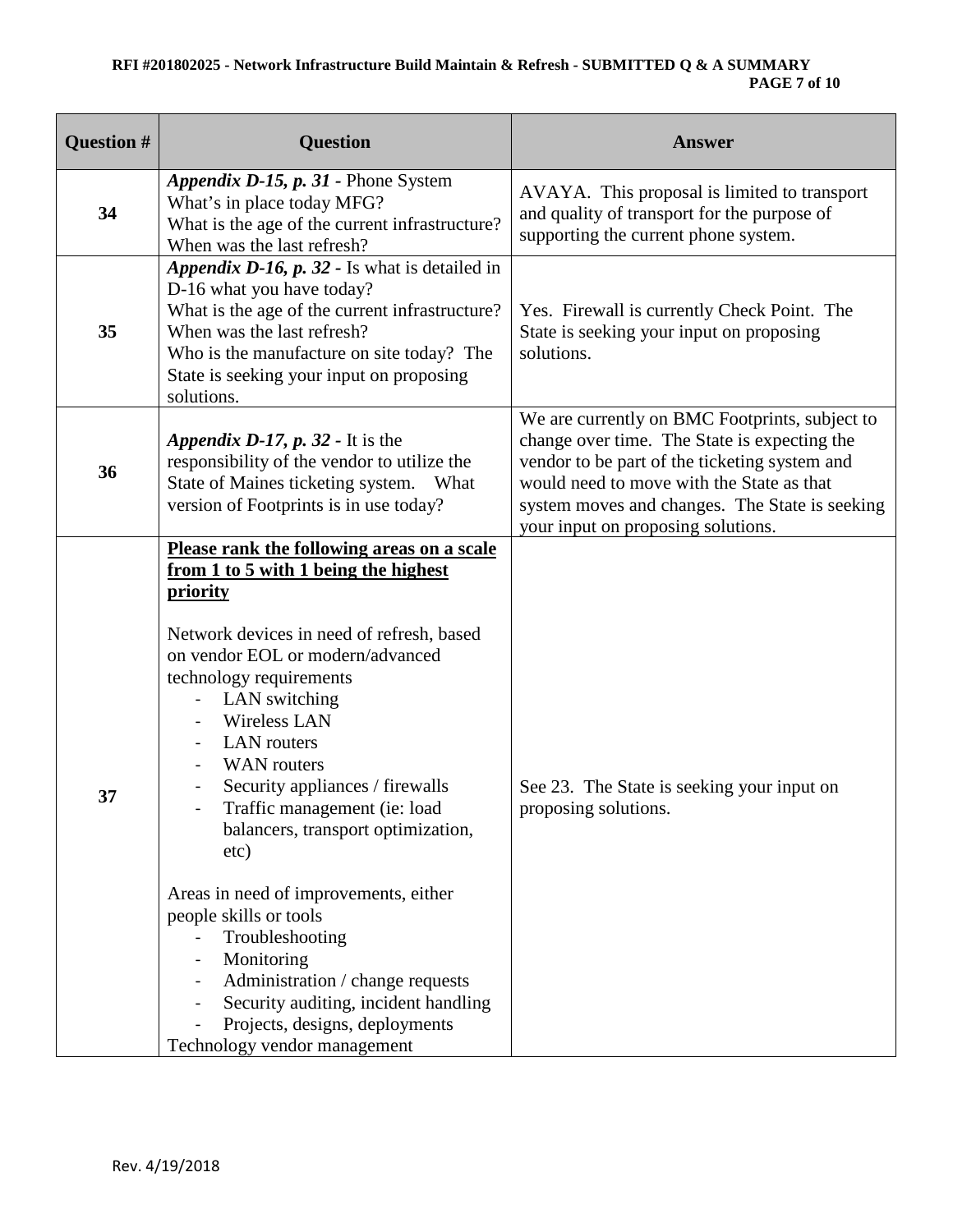| Question # | Question | Answer |
|---|---|---|
| 34 | ***Appendix D-15, p. 31 -*** Phone System What's in place today MFG? What is the age of the current infrastructure? When was the last refresh? | AVAYA. This proposal is limited to transport and quality of transport for the purpose of supporting the current phone system. |
| 35 | ***Appendix D-16, p. 32 -*** Is what is detailed in D-16 what you have today? What is the age of the current infrastructure? When was the last refresh? Who is the manufacture on site today? The State is seeking your input on proposing solutions. | Yes. Firewall is currently Check Point. The State is seeking your input on proposing solutions. |
| 36 | ***Appendix D-17, p. 32 -*** It is the responsibility of the vendor to utilize the State of Maines ticketing system. What version of Footprints is in use today? | We are currently on BMC Footprints, subject to change over time. The State is expecting the vendor to be part of the ticketing system and would need to move with the State as that system moves and changes. The State is seeking your input on proposing solutions. |
| 37 | **<u>Please rank the following areas on a scale from 1 to 5 with 1 being the highest priority</u>**<br><br>Network devices in need of refresh, based on vendor EOL or modern/advanced technology requirements<br>- LAN switching<br>- Wireless LAN<br>- LAN routers<br>- WAN routers<br>- Security appliances / firewalls<br>- Traffic management (ie: load balancers, transport optimization, etc)<br><br>Areas in need of improvements, either people skills or tools<br>- Troubleshooting<br>- Monitoring<br>- Administration / change requests<br>- Security auditing, incident handling<br>- Projects, designs, deployments<br>Technology vendor management | See 23. The State is seeking your input on proposing solutions. |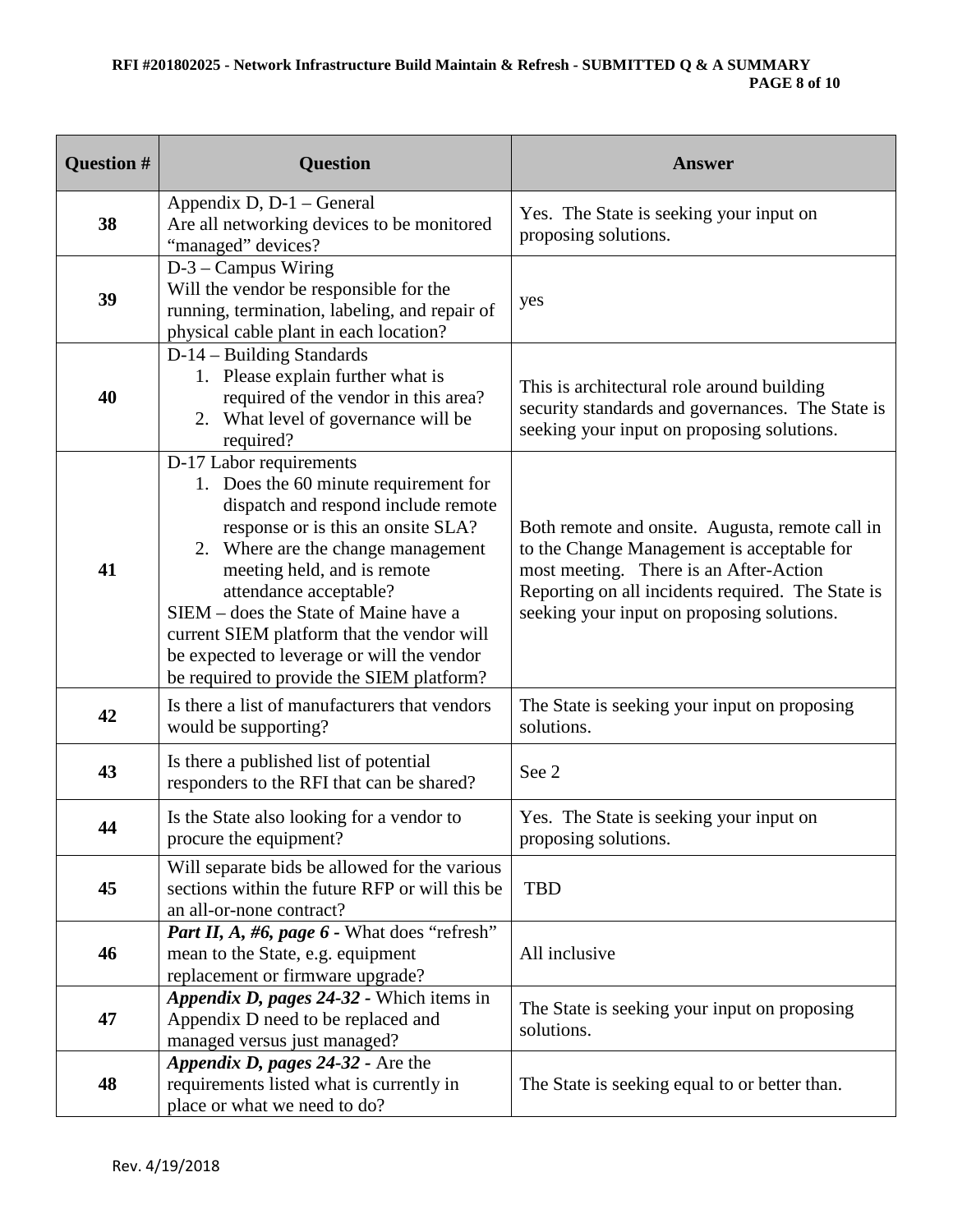| Question # | Question | Answer |
|---|---|---|
| **38** | Appendix D, D-1 – General<br>Are all networking devices to be monitored "managed" devices? | Yes. The State is seeking your input on proposing solutions. |
| **39** | D-3 – Campus Wiring<br>Will the vendor be responsible for the running, termination, labeling, and repair of physical cable plant in each location? | yes |
| **40** | D-14 – Building Standards<br>1. Please explain further what is required of the vendor in this area?<br>2. What level of governance will be required? | This is architectural role around building security standards and governances. The State is seeking your input on proposing solutions. |
| **41** | D-17 Labor requirements<br>1. Does the 60 minute requirement for dispatch and respond include remote response or is this an onsite SLA?<br>2. Where are the change management meeting held, and is remote attendance acceptable?<br>SIEM – does the State of Maine have a current SIEM platform that the vendor will be expected to leverage or will the vendor be required to provide the SIEM platform? | Both remote and onsite. Augusta, remote call in to the Change Management is acceptable for most meeting. There is an After-Action Reporting on all incidents required. The State is seeking your input on proposing solutions. |
| **42** | Is there a list of manufacturers that vendors would be supporting? | The State is seeking your input on proposing solutions. |
| **43** | Is there a published list of potential responders to the RFI that can be shared? | See 2 |
| **44** | Is the State also looking for a vendor to procure the equipment? | Yes. The State is seeking your input on proposing solutions. |
| **45** | Will separate bids be allowed for the various sections within the future RFP or will this be an all-or-none contract? | TBD |
| **46** | ***Part II, A, #6, page 6 -*** What does "refresh" mean to the State, e.g. equipment replacement or firmware upgrade? | All inclusive |
| **47** | ***Appendix D, pages 24-32 -*** Which items in Appendix D need to be replaced and managed versus just managed? | The State is seeking your input on proposing solutions. |
| **48** | ***Appendix D, pages 24-32 -*** Are the requirements listed what is currently in place or what we need to do? | The State is seeking equal to or better than. |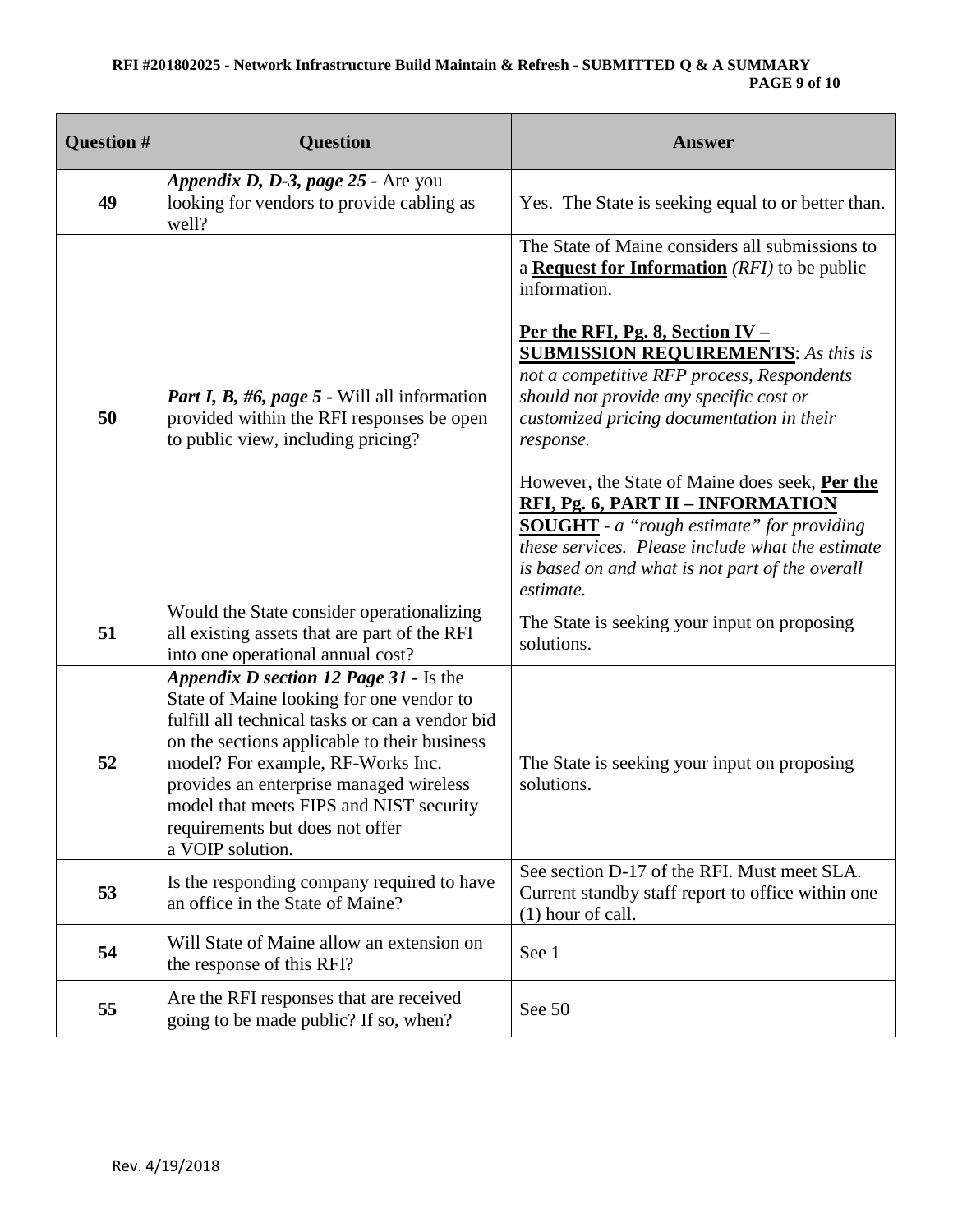| Question # | Question | Answer |
|---|---|---|
| 49 | ***Appendix D, D-3, page 25 -*** Are you looking for vendors to provide cabling as well? | Yes. The State is seeking equal to or better than. |
| 50 | ***Part I, B, #6, page 5 -*** Will all information provided within the RFI responses be open to public view, including pricing? | The State of Maine considers all submissions to a **Request for Information** *(RFI)* to be public information.<br><br>**Per the RFI, Pg. 8, Section IV – SUBMISSION REQUIREMENTS**: *As this is not a competitive RFP process, Respondents should not provide any specific cost or customized pricing documentation in their response.*<br><br>However, the State of Maine does seek, **Per the RFI, Pg. 6, PART II – INFORMATION SOUGHT** - *a "rough estimate" for providing these services. Please include what the estimate is based on and what is not part of the overall estimate.* |
| 51 | Would the State consider operationalizing all existing assets that are part of the RFI into one operational annual cost? | The State is seeking your input on proposing solutions. |
| 52 | ***Appendix D section 12 Page 31 -*** Is the State of Maine looking for one vendor to fulfill all technical tasks or can a vendor bid on the sections applicable to their business model? For example, RF-Works Inc. provides an enterprise managed wireless model that meets FIPS and NIST security requirements but does not offer a VOIP solution. | The State is seeking your input on proposing solutions. |
| 53 | Is the responding company required to have an office in the State of Maine? | See section D-17 of the RFI. Must meet SLA. Current standby staff report to office within one (1) hour of call. |
| 54 | Will State of Maine allow an extension on the response of this RFI? | See 1 |
| 55 | Are the RFI responses that are received going to be made public? If so, when? | See 50 |

Rev. 4/19/2018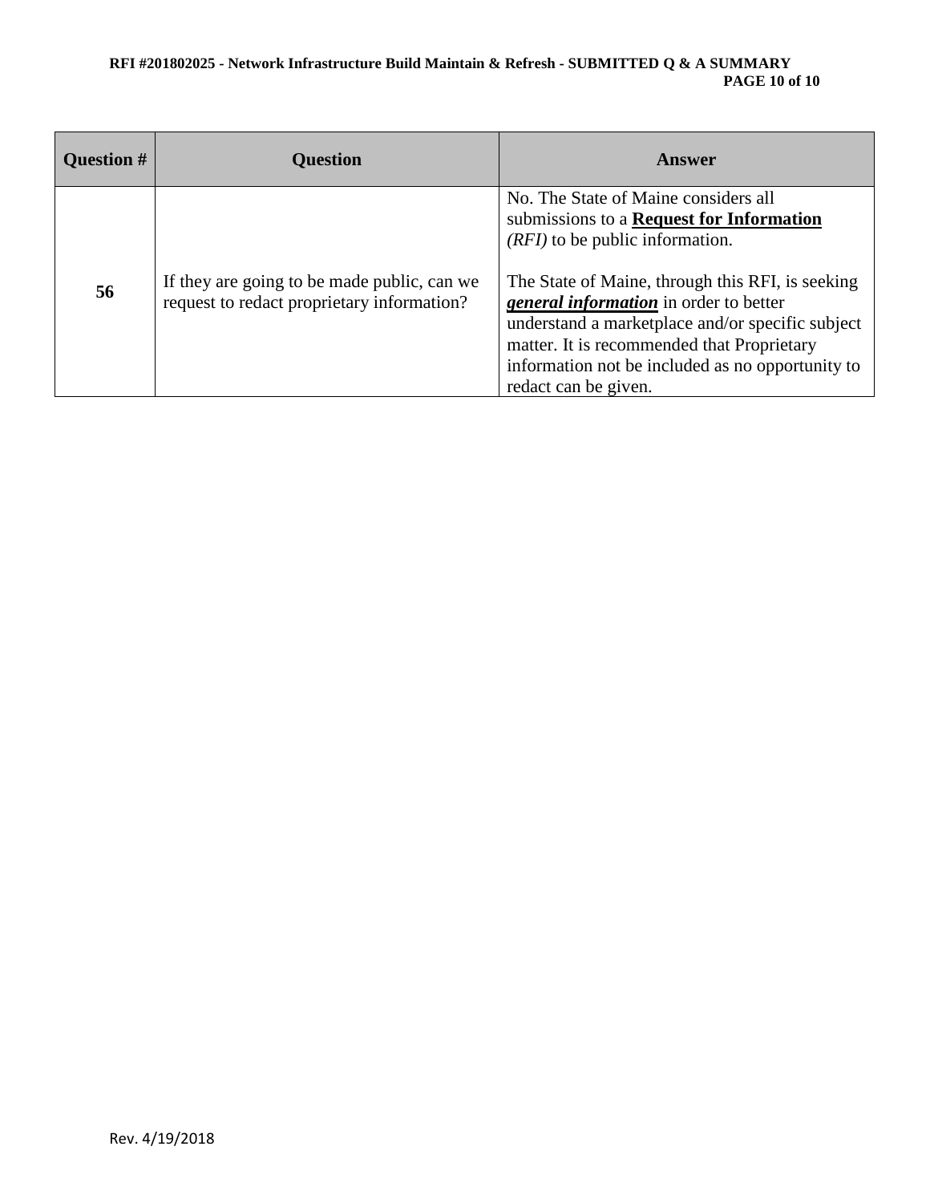| Question # | Question | Answer |
| --- | --- | --- |
| 56 | If they are going to be made public, can we request to redact proprietary information? | No. The State of Maine considers all submissions to a **Request for Information** *(RFI)* to be public information.<br><br>The State of Maine, through this RFI, is seeking ***general information*** in order to better understand a marketplace and/or specific subject matter. It is recommended that Proprietary information not be included as no opportunity to redact can be given. |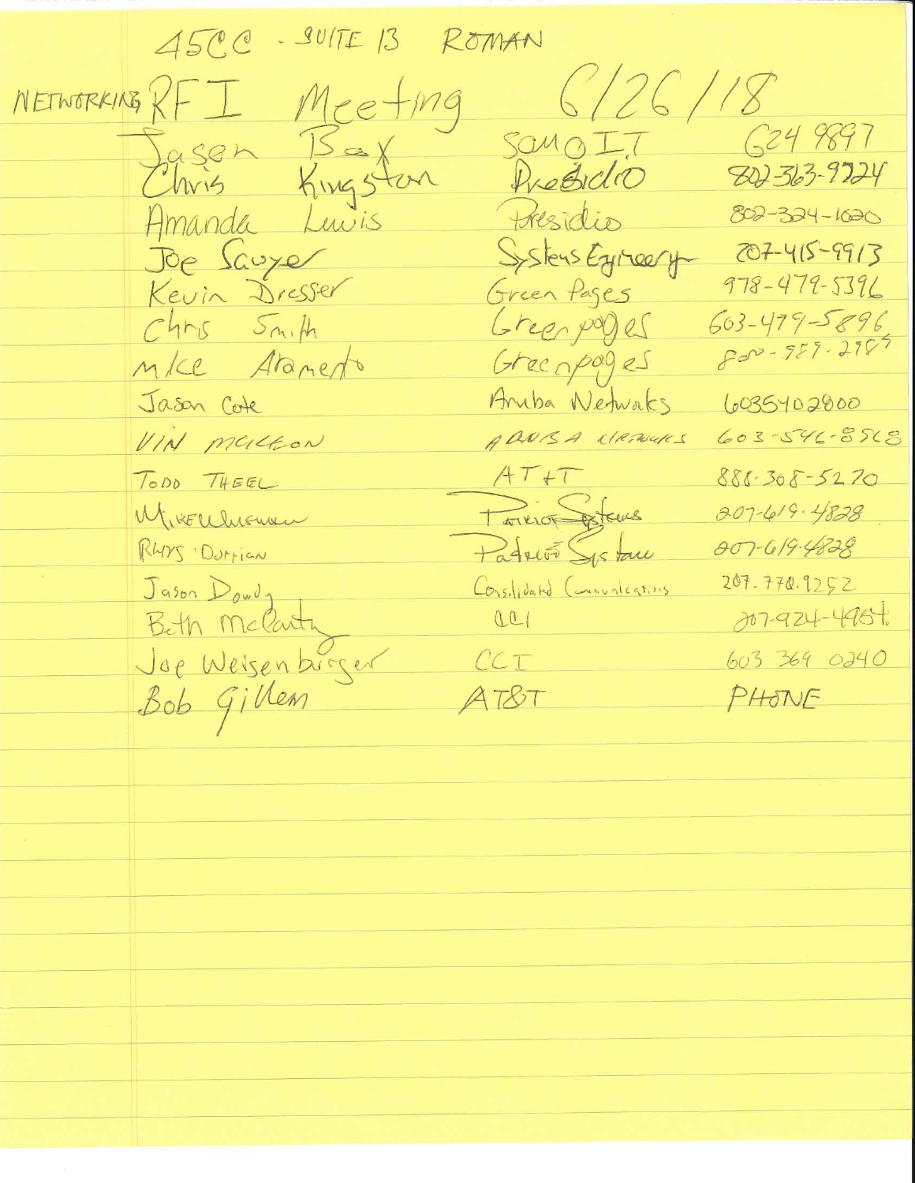45CC - SUITE 13 ROMAN

NETWORKING RFI Meeting 6/26/18

| | | |
|---|---|---|
| Jason Bax | SOM O I.T | 624 9897 |
| Chris Kingston | Presidio | 802-363-9224 |
| Amanda Lewis | Presidio | 802-324-1020 |
| Joe Sawyer | Systems Engineering | 207-415-9913 |
| Kevin Dresser | Green Pages | 978-479-5396 |
| Chris Smith | Greenpages | 603-479-5896 |
| Mike Aramento | Greenpages | 800-989-2989 |
| Jason Cote | Aruba Networks | 6035402800 |
| VIN MCKEON | ARUBA NETWORKS | 603-546-8568 |
| TODD THEEL | AT+T | 888-308-5270 |
| Mike Wiseman | Patriot Systems | 207-619-4828 |
| RHYS DUFFIAN | Patriot Systems | 207-619-4828 |
| Jason Dowdy | Consolidated Communications | 207.770.9252 |
| Beth McCarty | CCI | 207-924-4964 |
| Joe Weisenburger | CCT | 603 369 0240 |
| Bob Gillem | AT&T | PHONE |